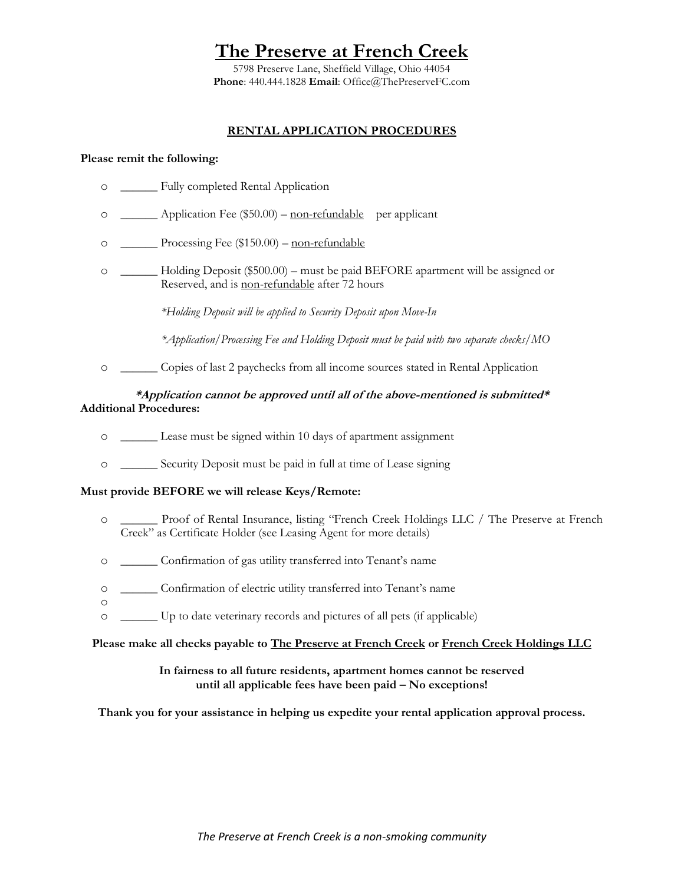# The Preserve at French Creek

5798 Preserve Lane, Sheffield Village, Ohio 44054
**Phone**: 440.444.1828 **Email**: Office@ThePreserveFC.com

## RENTAL APPLICATION PROCEDURES

**Please remit the following:**

- ______ Fully completed Rental Application
- ______ Application Fee ($50.00) – <u>non-refundable</u> per applicant
- ______ Processing Fee ($150.00) – <u>non-refundable</u>
- ______ Holding Deposit ($500.00) – must be paid BEFORE apartment will be assigned or Reserved, and is <u>non-refundable</u> after 72 hours

  *\*Holding Deposit will be applied to Security Deposit upon Move-In*

  *\*Application/Processing Fee and Holding Deposit must be paid with two separate checks/MO*

- ______ Copies of last 2 paychecks from all income sources stated in Rental Application

***\*Application cannot be approved until all of the above-mentioned is submitted\****

**Additional Procedures:**

- ______ Lease must be signed within 10 days of apartment assignment
- ______ Security Deposit must be paid in full at time of Lease signing

**Must provide BEFORE we will release Keys/Remote:**

- ______ Proof of Rental Insurance, listing "French Creek Holdings LLC / The Preserve at French Creek" as Certificate Holder (see Leasing Agent for more details)
- ______ Confirmation of gas utility transferred into Tenant's name
- ______ Confirmation of electric utility transferred into Tenant's name
- 
- ______ Up to date veterinary records and pictures of all pets (if applicable)

**Please make all checks payable to <u>The Preserve at French Creek</u> or <u>French Creek Holdings LLC</u>**

**In fairness to all future residents, apartment homes cannot be reserved until all applicable fees have been paid – No exceptions!**

**Thank you for your assistance in helping us expedite your rental application approval process.**

*The Preserve at French Creek is a non-smoking community*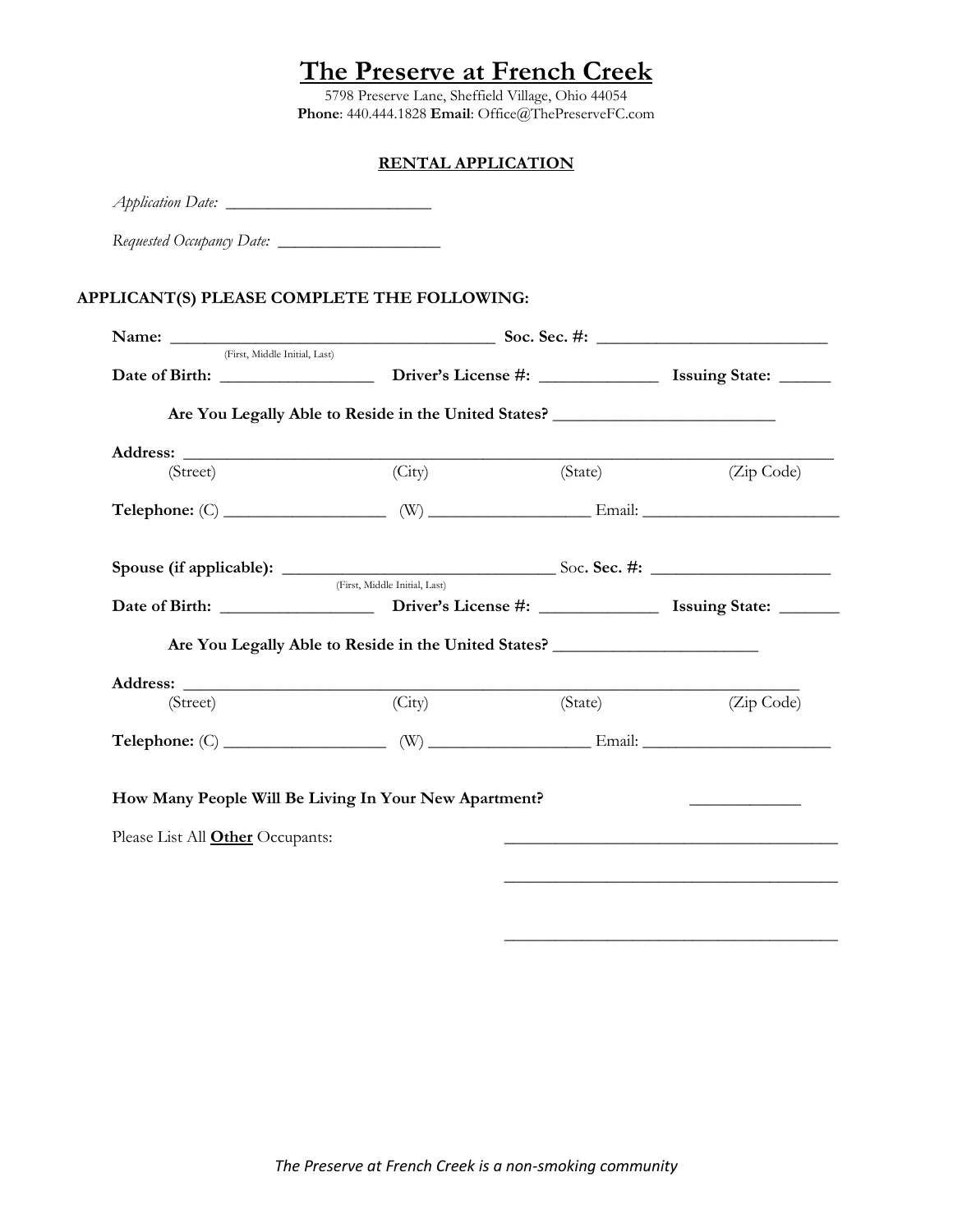# The Preserve at French Creek

5798 Preserve Lane, Sheffield Village, Ohio 44054
**Phone**: 440.444.1828 **Email**: Office@ThePreserveFC.com

## RENTAL APPLICATION

*Application Date:* ________________________

*Requested Occupancy Date:* ___________________

### APPLICANT(S) PLEASE COMPLETE THE FOLLOWING:

**Name:** _____________________________________ **Soc. Sec. #:** ___________________________
(First, Middle Initial, Last)

**Date of Birth:** _________________ **Driver's License #:** _____________ **Issuing State:** ______

**Are You Legally Able to Reside in the United States?** _________________________

**Address:** ___________________________________________________________________________
(Street) (City) (State) (Zip Code)

**Telephone:** (C) ___________________ (W) ___________________ Email: _______________________

**Spouse (if applicable):** ______________________________ Soc**. Sec. #:** ____________________
(First, Middle Initial, Last)

**Date of Birth:** _________________ **Driver's License #:** _____________ **Issuing State:** _______

**Are You Legally Able to Reside in the United States?** _______________________

**Address:** _____________________________________________________________________
(Street) (City) (State) (Zip Code)

**Telephone:** (C) ___________________ (W) ___________________ Email: _____________________

**How Many People Will Be Living In Your New Apartment?** _____________

Please List All **Other** Occupants: _______________________________________

_______________________________________

_______________________________________

*The Preserve at French Creek is a non-smoking community*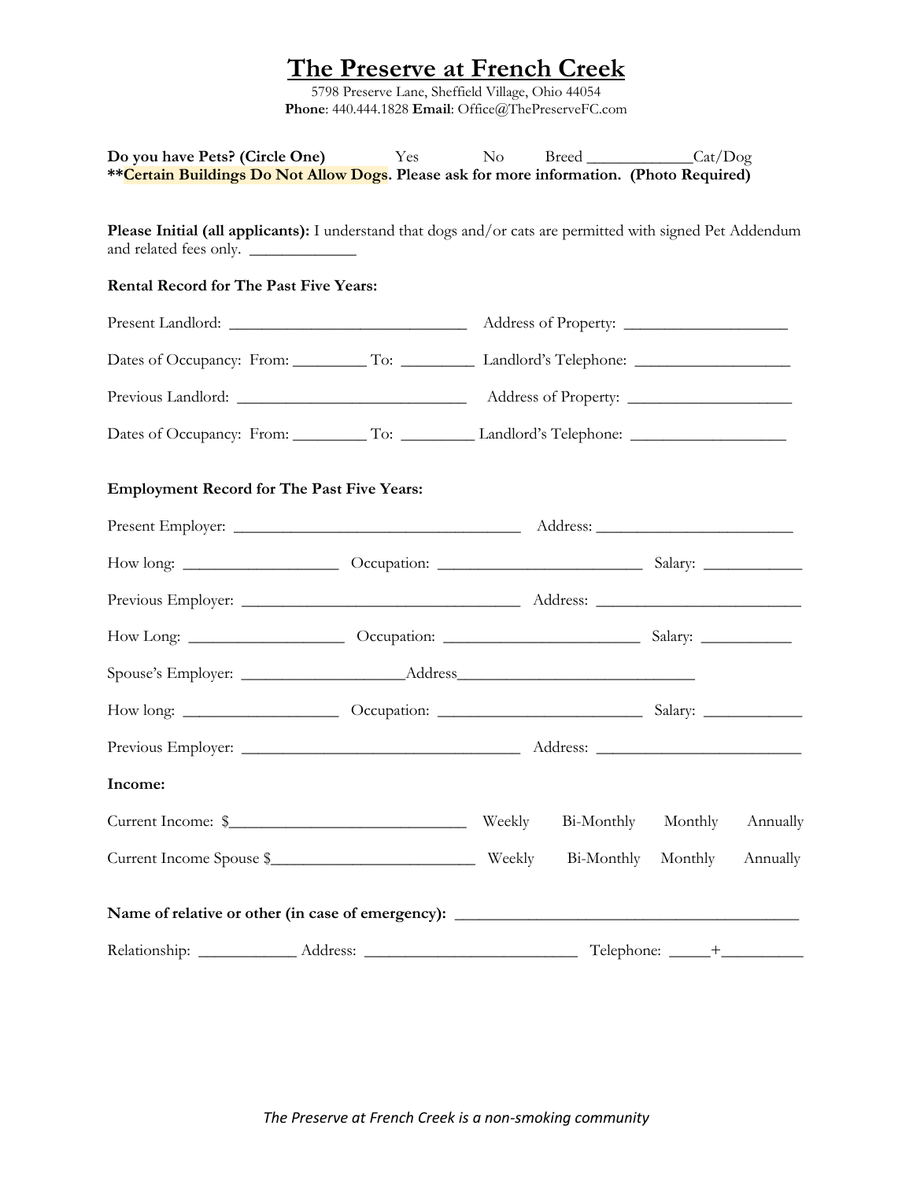# The Preserve at French Creek

5798 Preserve Lane, Sheffield Village, Ohio 44054
**Phone**: 440.444.1828 **Email**: Office@ThePreserveFC.com

**Do you have Pets? (Circle One)** Yes No Breed _____________Cat/Dog
****Certain Buildings Do Not Allow Dogs. Please ask for more information. (Photo Required)**

**Please Initial (all applicants):** I understand that dogs and/or cats are permitted with signed Pet Addendum and related fees only. _____________

**Rental Record for The Past Five Years:**

Present Landlord: ______________________________ Address of Property: ____________________

Dates of Occupancy: From: _________ To: _________ Landlord's Telephone: ___________________

Previous Landlord: _____________________________ Address of Property: ____________________

Dates of Occupancy: From: _________ To: _________ Landlord's Telephone: ___________________

**Employment Record for The Past Five Years:**

Present Employer: _____________________________________ Address: _________________________

How long: ___________________ Occupation: __________________________ Salary: ____________

Previous Employer: ____________________________________ Address: __________________________

How Long: ___________________ Occupation: _________________________ Salary: ___________

Spouse's Employer: ____________________Address_____________________________

How long: ___________________ Occupation: __________________________ Salary: ____________

Previous Employer: ____________________________________ Address: __________________________

**Income:**

Current Income: $______________________________ Weekly Bi-Monthly Monthly Annually

Current Income Spouse $__________________________ Weekly Bi-Monthly Monthly Annually

**Name of relative or other (in case of emergency):** ____________________________________________

Relationship: ____________ Address: ___________________________ Telephone: _____+__________

*The Preserve at French Creek is a non-smoking community*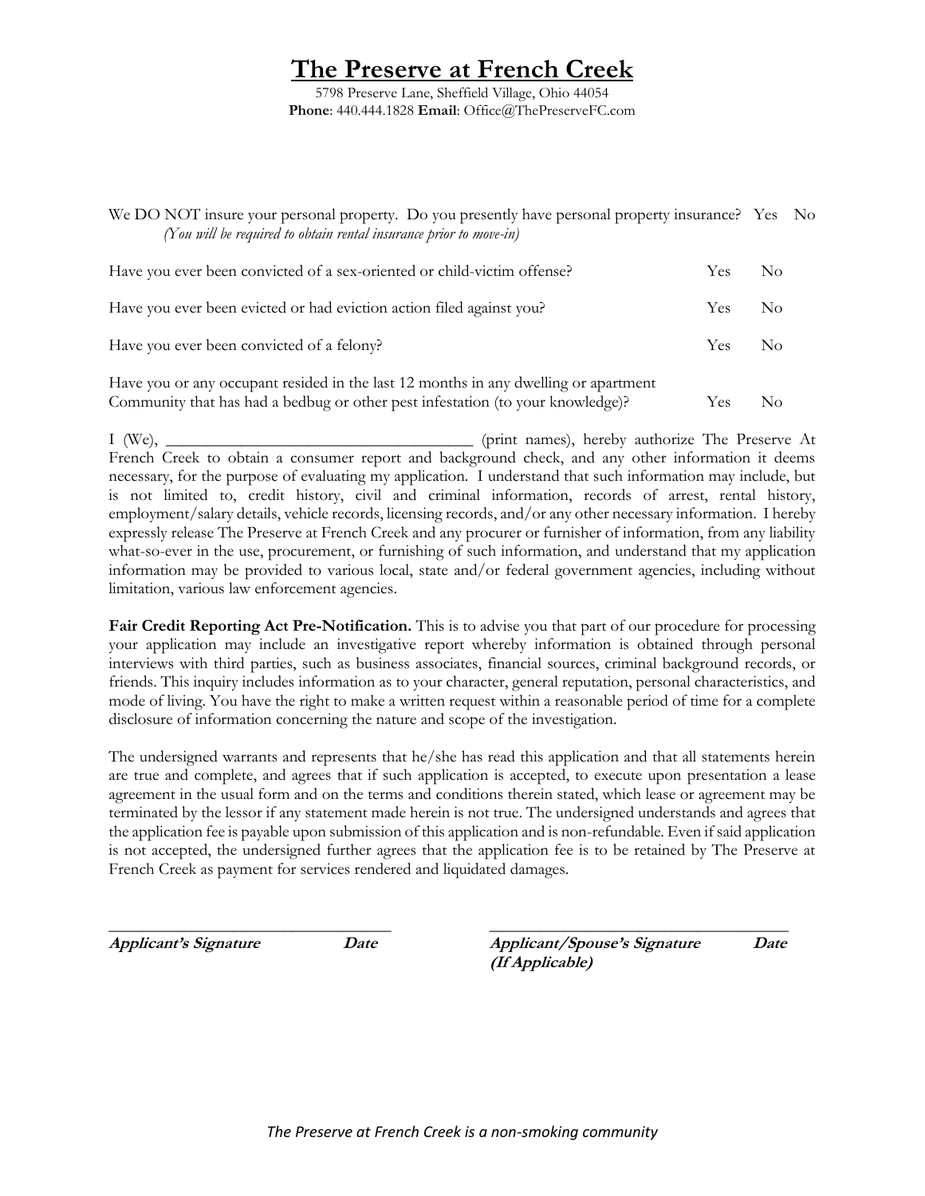# The Preserve at French Creek

5798 Preserve Lane, Sheffield Village, Ohio 44054
**Phone**: 440.444.1828 **Email**: Office@ThePreserveFC.com

We DO NOT insure your personal property. Do you presently have personal property insurance? Yes No
*(You will be required to obtain rental insurance prior to move-in)*

Have you ever been convicted of a sex-oriented or child-victim offense? Yes No

Have you ever been evicted or had eviction action filed against you? Yes No

Have you ever been convicted of a felony? Yes No

Have you or any occupant resided in the last 12 months in any dwelling or apartment Community that has had a bedbug or other pest infestation (to your knowledge)? Yes No

I (We), ___________________________________ (print names), hereby authorize The Preserve At French Creek to obtain a consumer report and background check, and any other information it deems necessary, for the purpose of evaluating my application. I understand that such information may include, but is not limited to, credit history, civil and criminal information, records of arrest, rental history, employment/salary details, vehicle records, licensing records, and/or any other necessary information. I hereby expressly release The Preserve at French Creek and any procurer or furnisher of information, from any liability what-so-ever in the use, procurement, or furnishing of such information, and understand that my application information may be provided to various local, state and/or federal government agencies, including without limitation, various law enforcement agencies.

**Fair Credit Reporting Act Pre-Notification.** This is to advise you that part of our procedure for processing your application may include an investigative report whereby information is obtained through personal interviews with third parties, such as business associates, financial sources, criminal background records, or friends. This inquiry includes information as to your character, general reputation, personal characteristics, and mode of living. You have the right to make a written request within a reasonable period of time for a complete disclosure of information concerning the nature and scope of the investigation.

The undersigned warrants and represents that he/she has read this application and that all statements herein are true and complete, and agrees that if such application is accepted, to execute upon presentation a lease agreement in the usual form and on the terms and conditions therein stated, which lease or agreement may be terminated by the lessor if any statement made herein is not true. The undersigned understands and agrees that the application fee is payable upon submission of this application and is non-refundable. Even if said application is not accepted, the undersigned further agrees that the application fee is to be retained by The Preserve at French Creek as payment for services rendered and liquidated damages.

___________________________________ ___________________________________
***Applicant's Signature*** ***Date*** ***Applicant/Spouse's Signature*** ***Date***
***(If Applicable)***

*The Preserve at French Creek is a non-smoking community*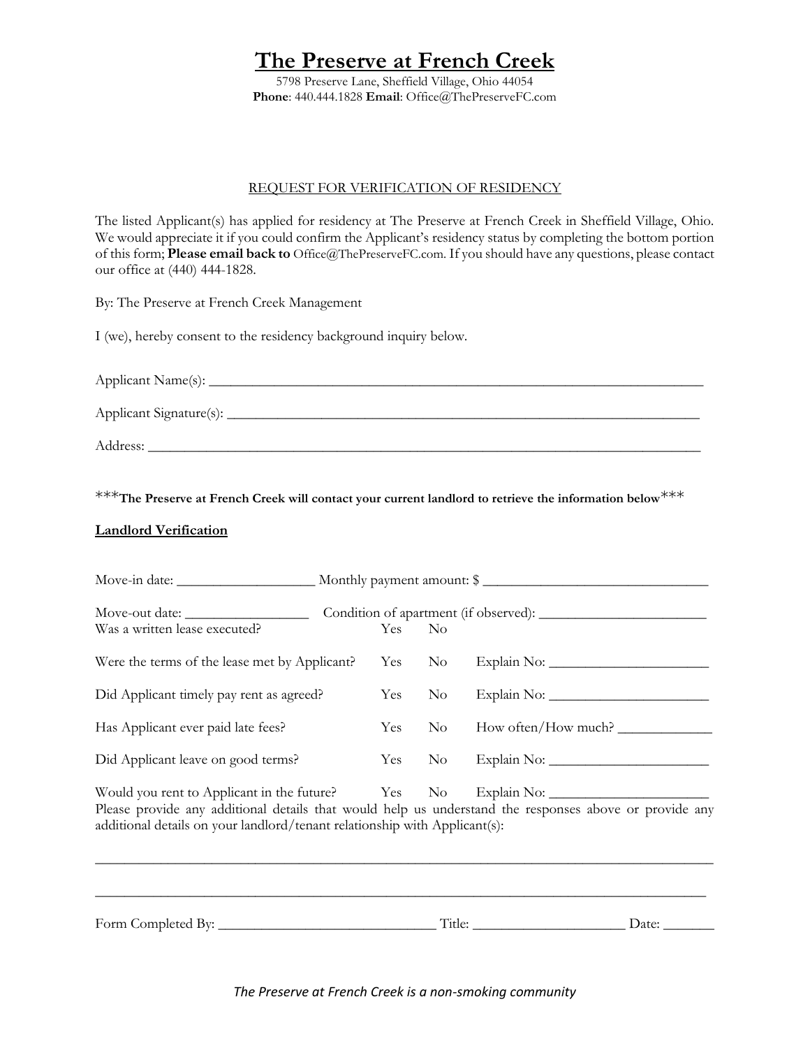# The Preserve at French Creek

5798 Preserve Lane, Sheffield Village, Ohio 44054
**Phone**: 440.444.1828 **Email**: Office@ThePreserveFC.com

REQUEST FOR VERIFICATION OF RESIDENCY

The listed Applicant(s) has applied for residency at The Preserve at French Creek in Sheffield Village, Ohio. We would appreciate it if you could confirm the Applicant's residency status by completing the bottom portion of this form; **Please email back to** Office@ThePreserveFC.com. If you should have any questions, please contact our office at (440) 444-1828.

By: The Preserve at French Creek Management

I (we), hereby consent to the residency background inquiry below.

Applicant Name(s): ______________________________________________________________________

Applicant Signature(s): ___________________________________________________________________

Address: _________________________________________________________________________________

***The Preserve at French Creek will contact your current landlord to retrieve the information below***

**Landlord Verification**

Move-in date: ___________________ Monthly payment amount: $ _______________________________

Move-out date: _________________ Condition of apartment (if observed): _______________________

| | | | |
|---|---|---|---|
| Was a written lease executed? | Yes | No | |
| Were the terms of the lease met by Applicant? | Yes | No | Explain No: ______________________ |
| Did Applicant timely pay rent as agreed? | Yes | No | Explain No: ______________________ |
| Has Applicant ever paid late fees? | Yes | No | How often/How much? _____________ |
| Did Applicant leave on good terms? | Yes | No | Explain No: ______________________ |
| Would you rent to Applicant in the future? | Yes | No | Explain No: ______________________ |

Please provide any additional details that would help us understand the responses above or provide any additional details on your landlord/tenant relationship with Applicant(s):

_____________________________________________________________________________________________

_____________________________________________________________________________________________

Form Completed By: ______________________________ Title: _____________________ Date: _______

*The Preserve at French Creek is a non-smoking community*